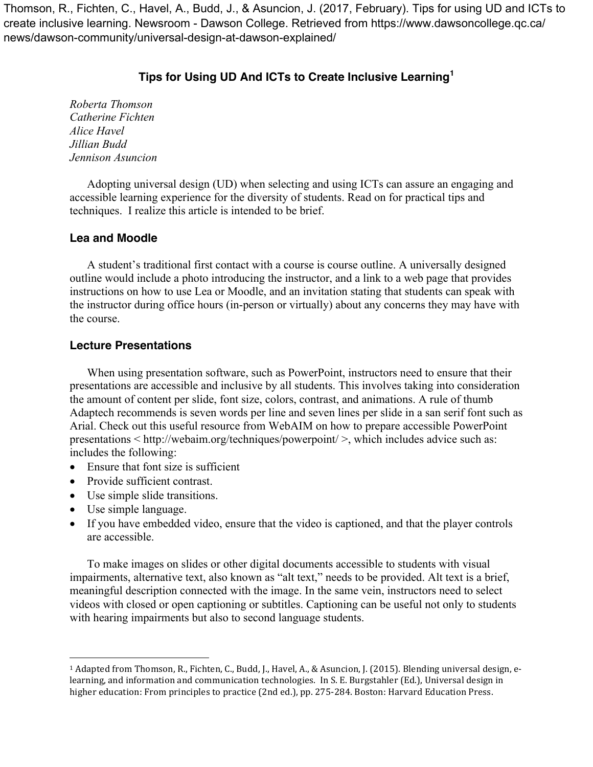Thomson, R., Fichten, C., Havel, A., Budd, J., & Asuncion, J. (2017, February). Tips for using UD and ICTs to create inclusive learning. Newsroom - Dawson College. Retrieved from https://www.dawsoncollege.qc.ca/news/dawson-community/universal-design-at-dawson-explained/

# Tips for Using UD And ICTs to Create Inclusive Learning[1]

*Roberta Thomson*
*Catherine Fichten*
*Alice Havel*
*Jillian Budd*
*Jennison Asuncion*

Adopting universal design (UD) when selecting and using ICTs can assure an engaging and accessible learning experience for the diversity of students. Read on for practical tips and techniques. I realize this article is intended to be brief.

## Lea and Moodle

A student's traditional first contact with a course is course outline. A universally designed outline would include a photo introducing the instructor, and a link to a web page that provides instructions on how to use Lea or Moodle, and an invitation stating that students can speak with the instructor during office hours (in-person or virtually) about any concerns they may have with the course.

## Lecture Presentations

When using presentation software, such as PowerPoint, instructors need to ensure that their presentations are accessible and inclusive by all students. This involves taking into consideration the amount of content per slide, font size, colors, contrast, and animations. A rule of thumb Adaptech recommends is seven words per line and seven lines per slide in a san serif font such as Arial. Check out this useful resource from WebAIM on how to prepare accessible PowerPoint presentations < http://webaim.org/techniques/powerpoint/ >, which includes advice such as: includes the following:

- Ensure that font size is sufficient
- Provide sufficient contrast.
- Use simple slide transitions.
- Use simple language.
- If you have embedded video, ensure that the video is captioned, and that the player controls are accessible.

To make images on slides or other digital documents accessible to students with visual impairments, alternative text, also known as "alt text," needs to be provided. Alt text is a brief, meaningful description connected with the image. In the same vein, instructors need to select videos with closed or open captioning or subtitles. Captioning can be useful not only to students with hearing impairments but also to second language students.

---

[1] Adapted from Thomson, R., Fichten, C., Budd, J., Havel, A., & Asuncion, J. (2015). Blending universal design, e-learning, and information and communication technologies. In S. E. Burgstahler (Ed.), Universal design in higher education: From principles to practice (2nd ed.), pp. 275-284. Boston: Harvard Education Press.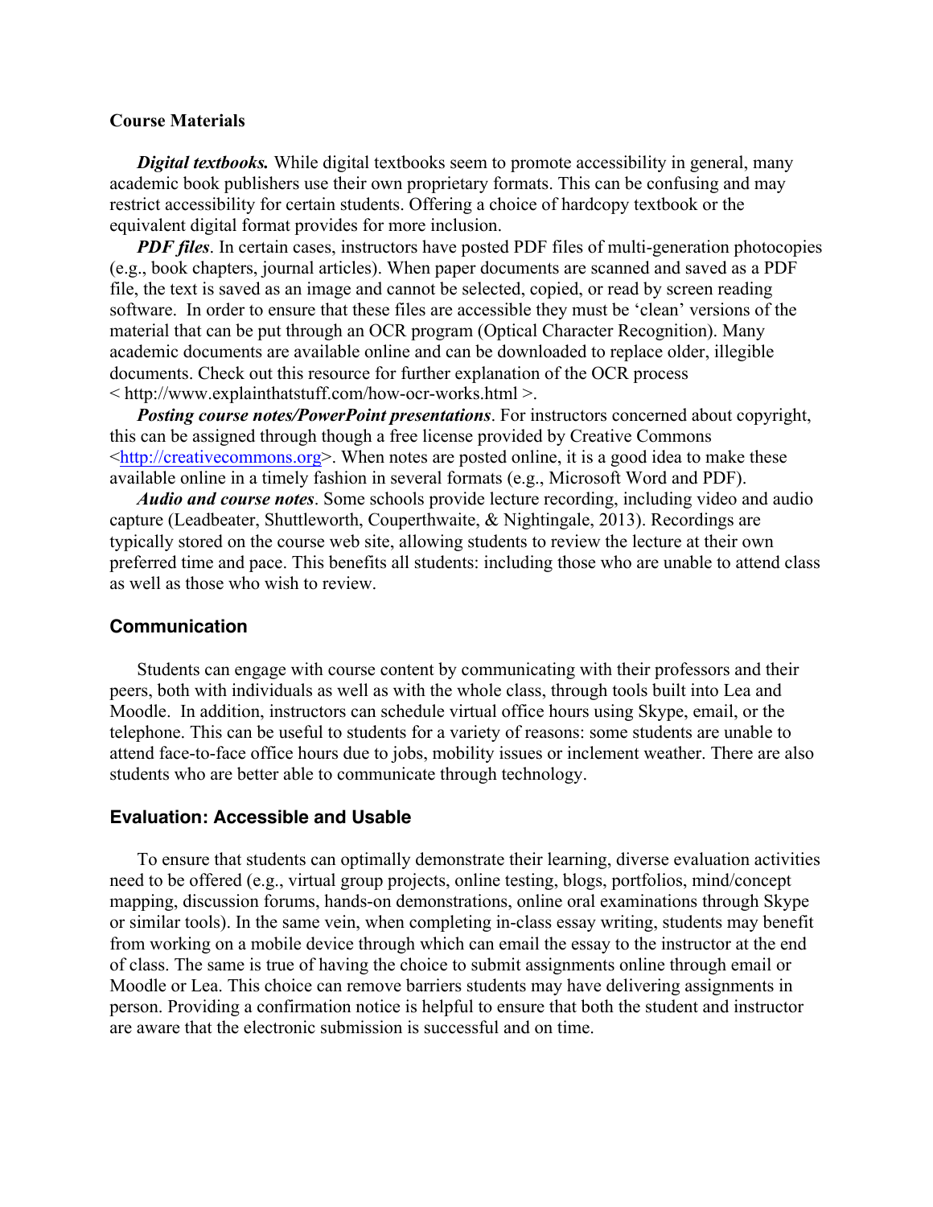**Course Materials**

***Digital textbooks.*** While digital textbooks seem to promote accessibility in general, many academic book publishers use their own proprietary formats. This can be confusing and may restrict accessibility for certain students. Offering a choice of hardcopy textbook or the equivalent digital format provides for more inclusion.

***PDF files***. In certain cases, instructors have posted PDF files of multi-generation photocopies (e.g., book chapters, journal articles). When paper documents are scanned and saved as a PDF file, the text is saved as an image and cannot be selected, copied, or read by screen reading software. In order to ensure that these files are accessible they must be 'clean' versions of the material that can be put through an OCR program (Optical Character Recognition). Many academic documents are available online and can be downloaded to replace older, illegible documents. Check out this resource for further explanation of the OCR process < http://www.explainthatstuff.com/how-ocr-works.html >.

***Posting course notes/PowerPoint presentations***. For instructors concerned about copyright, this can be assigned through though a free license provided by Creative Commons <http://creativecommons.org>. When notes are posted online, it is a good idea to make these available online in a timely fashion in several formats (e.g., Microsoft Word and PDF).

***Audio and course notes***. Some schools provide lecture recording, including video and audio capture (Leadbeater, Shuttleworth, Couperthwaite, & Nightingale, 2013). Recordings are typically stored on the course web site, allowing students to review the lecture at their own preferred time and pace. This benefits all students: including those who are unable to attend class as well as those who wish to review.

## Communication

Students can engage with course content by communicating with their professors and their peers, both with individuals as well as with the whole class, through tools built into Lea and Moodle. In addition, instructors can schedule virtual office hours using Skype, email, or the telephone. This can be useful to students for a variety of reasons: some students are unable to attend face-to-face office hours due to jobs, mobility issues or inclement weather. There are also students who are better able to communicate through technology.

## Evaluation: Accessible and Usable

To ensure that students can optimally demonstrate their learning, diverse evaluation activities need to be offered (e.g., virtual group projects, online testing, blogs, portfolios, mind/concept mapping, discussion forums, hands-on demonstrations, online oral examinations through Skype or similar tools). In the same vein, when completing in-class essay writing, students may benefit from working on a mobile device through which can email the essay to the instructor at the end of class. The same is true of having the choice to submit assignments online through email or Moodle or Lea. This choice can remove barriers students may have delivering assignments in person. Providing a confirmation notice is helpful to ensure that both the student and instructor are aware that the electronic submission is successful and on time.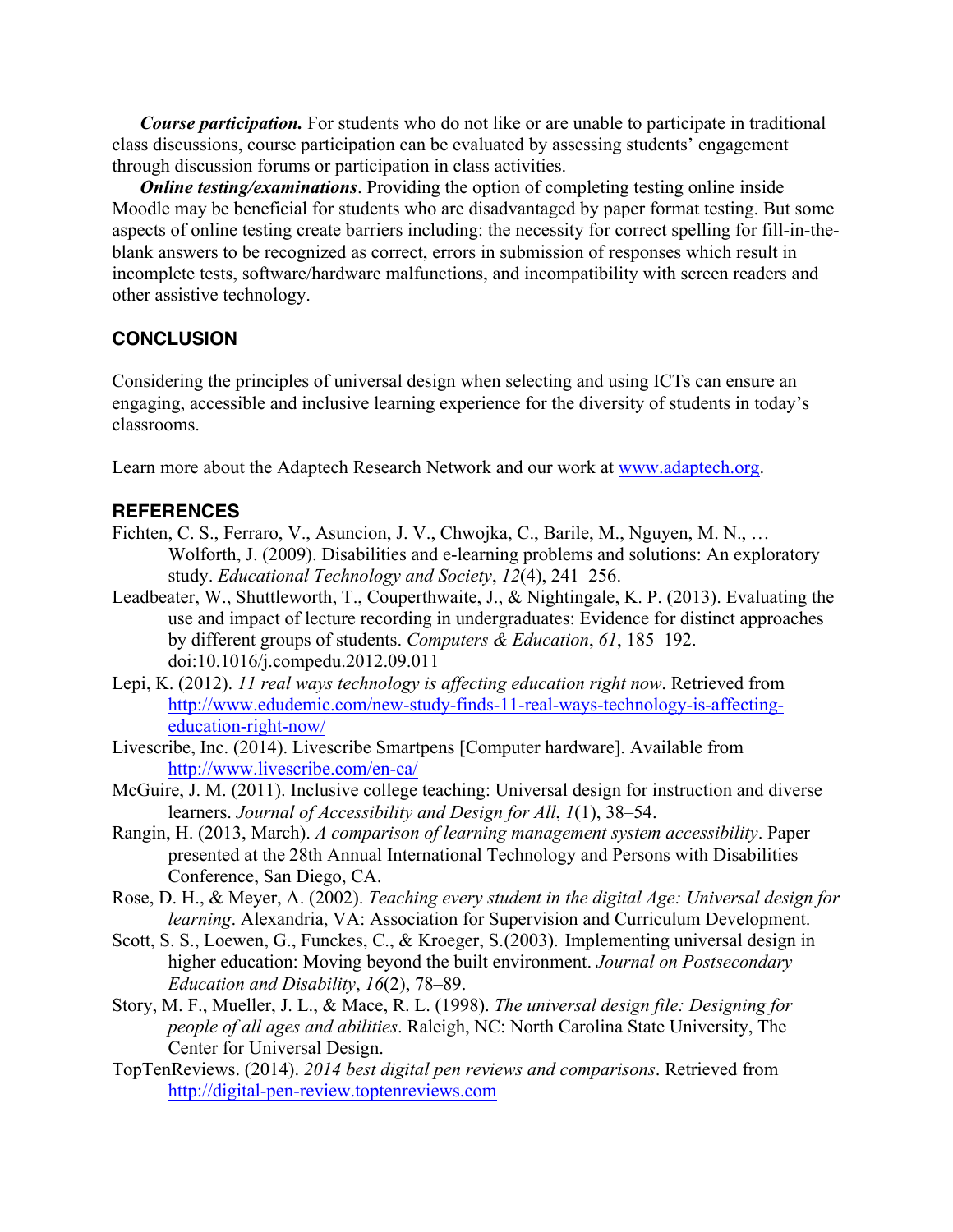***Course participation.*** For students who do not like or are unable to participate in traditional class discussions, course participation can be evaluated by assessing students' engagement through discussion forums or participation in class activities.

***Online testing/examinations***. Providing the option of completing testing online inside Moodle may be beneficial for students who are disadvantaged by paper format testing. But some aspects of online testing create barriers including: the necessity for correct spelling for fill-in-the-blank answers to be recognized as correct, errors in submission of responses which result in incomplete tests, software/hardware malfunctions, and incompatibility with screen readers and other assistive technology.

## CONCLUSION

Considering the principles of universal design when selecting and using ICTs can ensure an engaging, accessible and inclusive learning experience for the diversity of students in today's classrooms.

Learn more about the Adaptech Research Network and our work at [www.adaptech.org](www.adaptech.org).

## REFERENCES

Fichten, C. S., Ferraro, V., Asuncion, J. V., Chwojka, C., Barile, M., Nguyen, M. N., … Wolforth, J. (2009). Disabilities and e-learning problems and solutions: An exploratory study. *Educational Technology and Society*, *12*(4), 241–256.

Leadbeater, W., Shuttleworth, T., Couperthwaite, J., & Nightingale, K. P. (2013). Evaluating the use and impact of lecture recording in undergraduates: Evidence for distinct approaches by different groups of students. *Computers & Education*, *61*, 185–192. doi:10.1016/j.compedu.2012.09.011

Lepi, K. (2012). *11 real ways technology is affecting education right now*. Retrieved from http://www.edudemic.com/new-study-finds-11-real-ways-technology-is-affecting-education-right-now/

Livescribe, Inc. (2014). Livescribe Smartpens [Computer hardware]. Available from http://www.livescribe.com/en-ca/

McGuire, J. M. (2011). Inclusive college teaching: Universal design for instruction and diverse learners. *Journal of Accessibility and Design for All*, *1*(1), 38–54.

Rangin, H. (2013, March). *A comparison of learning management system accessibility*. Paper presented at the 28th Annual International Technology and Persons with Disabilities Conference, San Diego, CA.

Rose, D. H., & Meyer, A. (2002). *Teaching every student in the digital Age: Universal design for learning*. Alexandria, VA: Association for Supervision and Curriculum Development.

Scott, S. S., Loewen, G., Funckes, C., & Kroeger, S.(2003). Implementing universal design in higher education: Moving beyond the built environment. *Journal on Postsecondary Education and Disability*, *16*(2), 78–89.

Story, M. F., Mueller, J. L., & Mace, R. L. (1998). *The universal design file: Designing for people of all ages and abilities*. Raleigh, NC: North Carolina State University, The Center for Universal Design.

TopTenReviews. (2014). *2014 best digital pen reviews and comparisons*. Retrieved from http://digital-pen-review.toptenreviews.com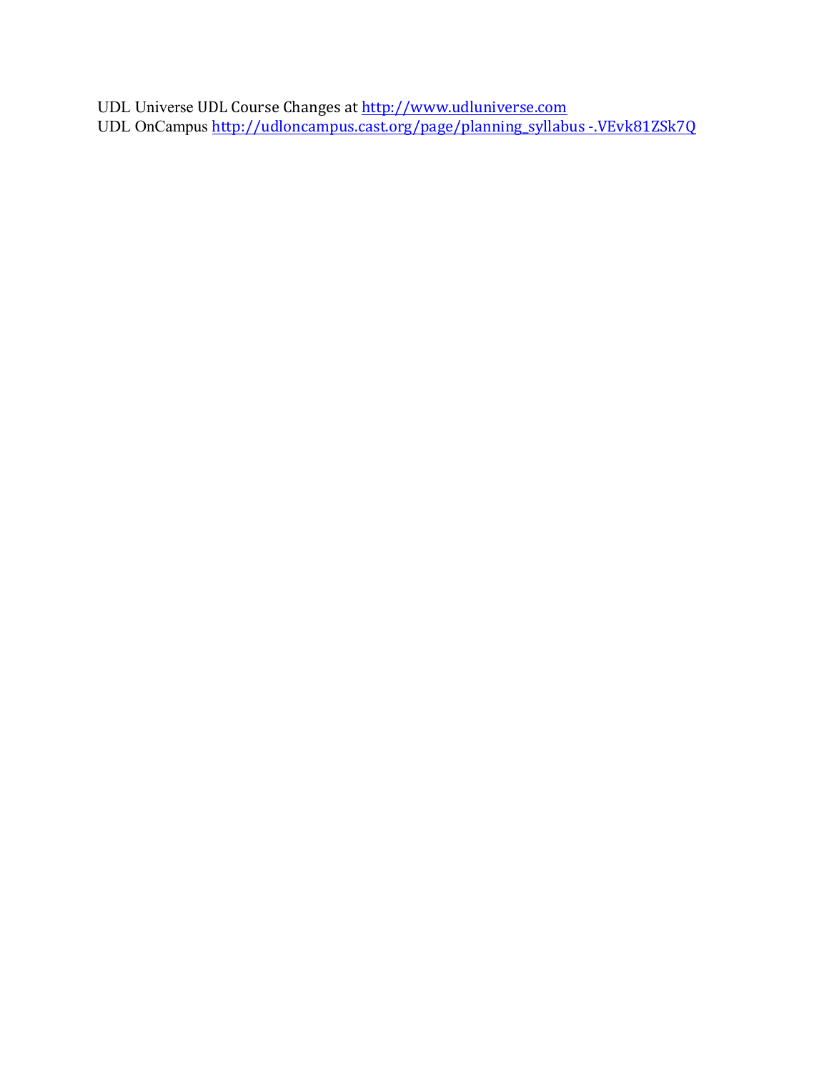UDL Universe UDL Course Changes at [http://www.udluniverse.com](http://www.udluniverse.com)
UDL OnCampus [http://udloncampus.cast.org/page/planning_syllabus -.VEvk81ZSk7Q](http://udloncampus.cast.org/page/planning_syllabus-.VEvk81ZSk7Q)